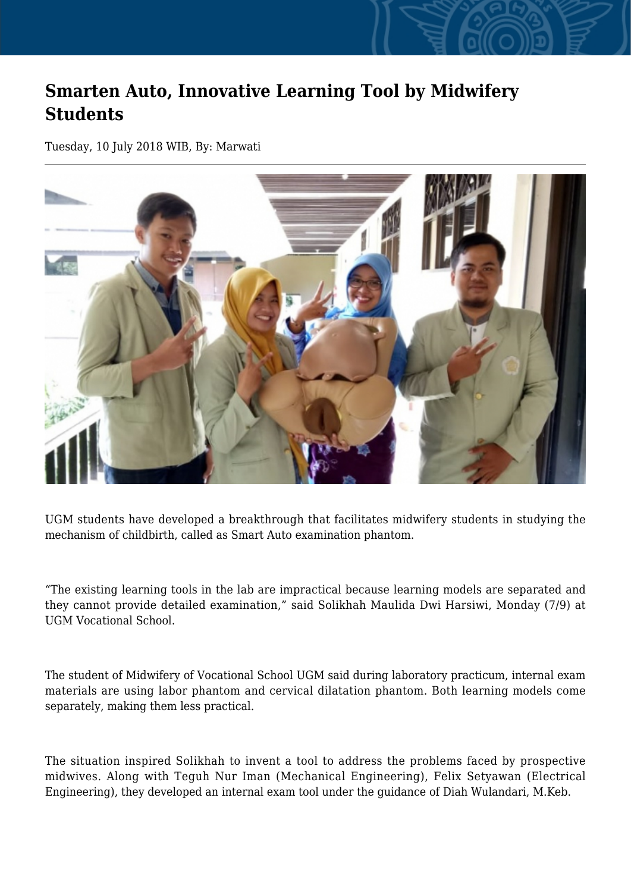# Smarten Auto, Innovative Learning Tool by Midwifery Students

Tuesday, 10 July 2018 WIB, By: Marwati

UGM students have developed a breakthrough that facilitates midwifery students in studying the mechanism of childbirth, called as Smart Auto examination phantom.

“The existing learning tools in the lab are impractical because learning models are separated and they cannot provide detailed examination,” said Solikhah Maulida Dwi Harsiwi, Monday (7/9) at UGM Vocational School.

The student of Midwifery of Vocational School UGM said during laboratory practicum, internal exam materials are using labor phantom and cervical dilatation phantom. Both learning models come separately, making them less practical.

The situation inspired Solikhah to invent a tool to address the problems faced by prospective midwives. Along with Teguh Nur Iman (Mechanical Engineering), Felix Setyawan (Electrical Engineering), they developed an internal exam tool under the guidance of Diah Wulandari, M.Keb.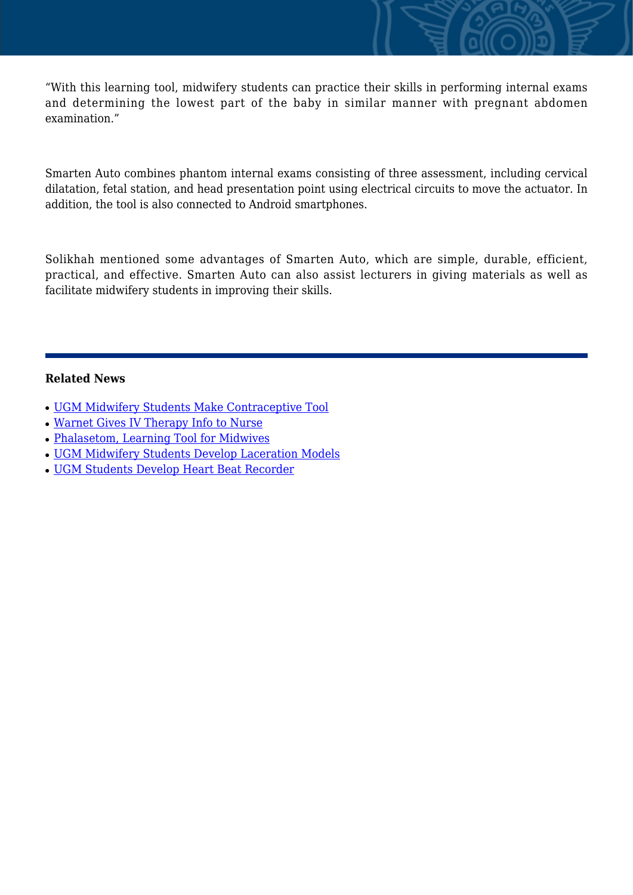"With this learning tool, midwifery students can practice their skills in performing internal exams and determining the lowest part of the baby in similar manner with pregnant abdomen examination."

Smarten Auto combines phantom internal exams consisting of three assessment, including cervical dilatation, fetal station, and head presentation point using electrical circuits to move the actuator. In addition, the tool is also connected to Android smartphones.

Solikhah mentioned some advantages of Smarten Auto, which are simple, durable, efficient, practical, and effective. Smarten Auto can also assist lecturers in giving materials as well as facilitate midwifery students in improving their skills.

---

**Related News**

- UGM Midwifery Students Make Contraceptive Tool
- Warnet Gives IV Therapy Info to Nurse
- Phalasetom, Learning Tool for Midwives
- UGM Midwifery Students Develop Laceration Models
- UGM Students Develop Heart Beat Recorder